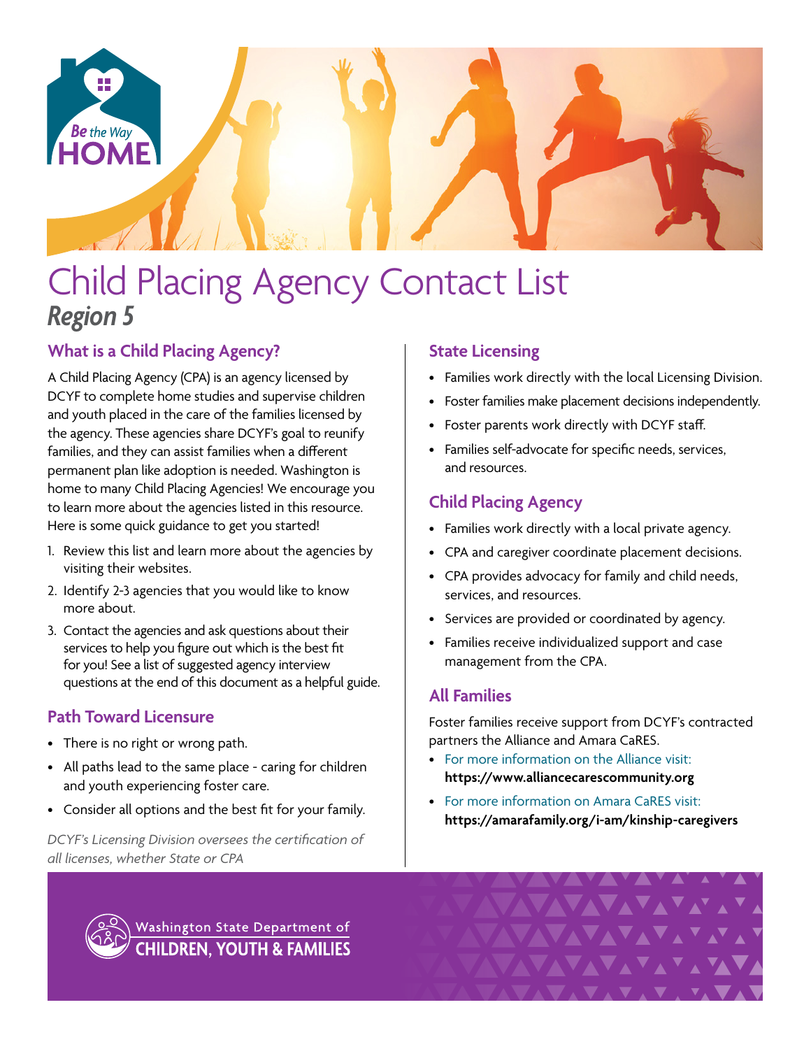# Child Placing Agency Contact List

***Region 5***

## What is a Child Placing Agency?

A Child Placing Agency (CPA) is an agency licensed by DCYF to complete home studies and supervise children and youth placed in the care of the families licensed by the agency. These agencies share DCYF's goal to reunify families, and they can assist families when a different permanent plan like adoption is needed. Washington is home to many Child Placing Agencies! We encourage you to learn more about the agencies listed in this resource. Here is some quick guidance to get you started!

1. Review this list and learn more about the agencies by visiting their websites.
2. Identify 2-3 agencies that you would like to know more about.
3. Contact the agencies and ask questions about their services to help you figure out which is the best fit for you! See a list of suggested agency interview questions at the end of this document as a helpful guide.

## Path Toward Licensure

- There is no right or wrong path.
- All paths lead to the same place - caring for children and youth experiencing foster care.
- Consider all options and the best fit for your family.

*DCYF's Licensing Division oversees the certification of all licenses, whether State or CPA*

## State Licensing

- Families work directly with the local Licensing Division.
- Foster families make placement decisions independently.
- Foster parents work directly with DCYF staff.
- Families self-advocate for specific needs, services, and resources.

## Child Placing Agency

- Families work directly with a local private agency.
- CPA and caregiver coordinate placement decisions.
- CPA provides advocacy for family and child needs, services, and resources.
- Services are provided or coordinated by agency.
- Families receive individualized support and case management from the CPA.

## All Families

Foster families receive support from DCYF's contracted partners the Alliance and Amara CaRES.

- For more information on the Alliance visit: **https://www.alliancecarescommunity.org**
- For more information on Amara CaRES visit: **https://amarafamily.org/i-am/kinship-caregivers**

Washington State Department of CHILDREN, YOUTH & FAMILIES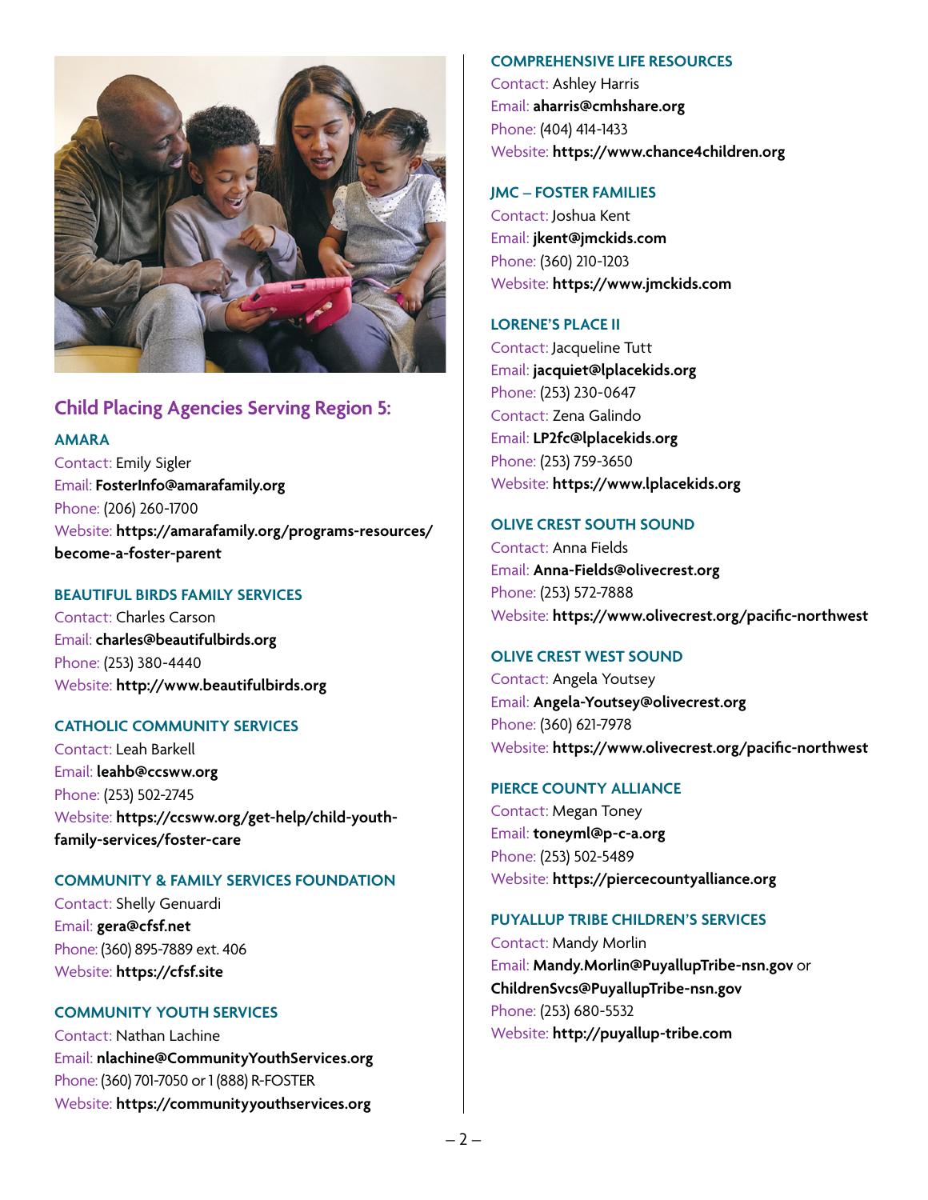## Child Placing Agencies Serving Region 5:

### AMARA

Contact: Emily Sigler
Email: **FosterInfo@amarafamily.org**
Phone: (206) 260-1700
Website: **https://amarafamily.org/programs-resources/become-a-foster-parent**

### BEAUTIFUL BIRDS FAMILY SERVICES

Contact: Charles Carson
Email: **charles@beautifulbirds.org**
Phone: (253) 380-4440
Website: **http://www.beautifulbirds.org**

### CATHOLIC COMMUNITY SERVICES

Contact: Leah Barkell
Email: **leahb@ccsww.org**
Phone: (253) 502-2745
Website: **https://ccsww.org/get-help/child-youth-family-services/foster-care**

### COMMUNITY & FAMILY SERVICES FOUNDATION

Contact: Shelly Genuardi
Email: **gera@cfsf.net**
Phone: (360) 895-7889 ext. 406
Website: **https://cfsf.site**

### COMMUNITY YOUTH SERVICES

Contact: Nathan Lachine
Email: **nlachine@CommunityYouthServices.org**
Phone: (360) 701-7050 or 1 (888) R-FOSTER
Website: **https://communityyouthservices.org**

### COMPREHENSIVE LIFE RESOURCES

Contact: Ashley Harris
Email: **aharris@cmhshare.org**
Phone: (404) 414-1433
Website: **https://www.chance4children.org**

### JMC – FOSTER FAMILIES

Contact: Joshua Kent
Email: **jkent@jmckids.com**
Phone: (360) 210-1203
Website: **https://www.jmckids.com**

### LORENE'S PLACE II

Contact: Jacqueline Tutt
Email: **jacquiet@lplacekids.org**
Phone: (253) 230-0647
Contact: Zena Galindo
Email: **LP2fc@lplacekids.org**
Phone: (253) 759-3650
Website: **https://www.lplacekids.org**

### OLIVE CREST SOUTH SOUND

Contact: Anna Fields
Email: **Anna-Fields@olivecrest.org**
Phone: (253) 572-7888
Website: **https://www.olivecrest.org/pacific-northwest**

### OLIVE CREST WEST SOUND

Contact: Angela Youtsey
Email: **Angela-Youtsey@olivecrest.org**
Phone: (360) 621-7978
Website: **https://www.olivecrest.org/pacific-northwest**

### PIERCE COUNTY ALLIANCE

Contact: Megan Toney
Email: **toneyml@p-c-a.org**
Phone: (253) 502-5489
Website: **https://piercecountyalliance.org**

### PUYALLUP TRIBE CHILDREN'S SERVICES

Contact: Mandy Morlin
Email: **Mandy.Morlin@PuyallupTribe-nsn.gov** or **ChildrenSvcs@PuyallupTribe-nsn.gov**
Phone: (253) 680-5532
Website: **http://puyallup-tribe.com**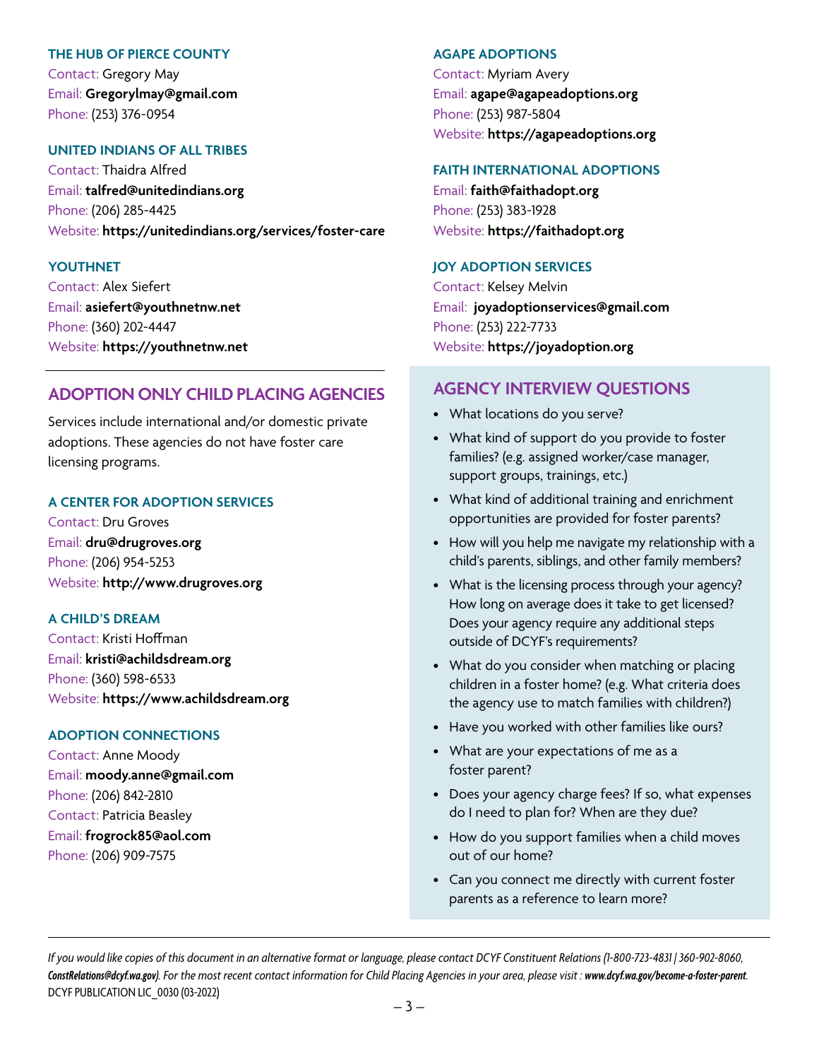**THE HUB OF PIERCE COUNTY**
Contact: Gregory May
Email: **Gregorylmay@gmail.com**
Phone: (253) 376-0954

**UNITED INDIANS OF ALL TRIBES**
Contact: Thaidra Alfred
Email: **talfred@unitedindians.org**
Phone: (206) 285-4425
Website: **https://unitedindians.org/services/foster-care**

**YOUTHNET**
Contact: Alex Siefert
Email: **asiefert@youthnetnw.net**
Phone: (360) 202-4447
Website: **https://youthnetnw.net**

## ADOPTION ONLY CHILD PLACING AGENCIES

Services include international and/or domestic private adoptions. These agencies do not have foster care licensing programs.

**A CENTER FOR ADOPTION SERVICES**
Contact: Dru Groves
Email: **dru@drugroves.org**
Phone: (206) 954-5253
Website: **http://www.drugroves.org**

**A CHILD'S DREAM**
Contact: Kristi Hoffman
Email: **kristi@achildsdream.org**
Phone: (360) 598-6533
Website: **https://www.achildsdream.org**

**ADOPTION CONNECTIONS**
Contact: Anne Moody
Email: **moody.anne@gmail.com**
Phone: (206) 842-2810
Contact: Patricia Beasley
Email: **frogrock85@aol.com**
Phone: (206) 909-7575

**AGAPE ADOPTIONS**
Contact: Myriam Avery
Email: **agape@agapeadoptions.org**
Phone: (253) 987-5804
Website: **https://agapeadoptions.org**

**FAITH INTERNATIONAL ADOPTIONS**
Email: **faith@faithadopt.org**
Phone: (253) 383-1928
Website: **https://faithadopt.org**

**JOY ADOPTION SERVICES**
Contact: Kelsey Melvin
Email: **joyadoptionservices@gmail.com**
Phone: (253) 222-7733
Website: **https://joyadoption.org**

## AGENCY INTERVIEW QUESTIONS

- What locations do you serve?
- What kind of support do you provide to foster families? (e.g. assigned worker/case manager, support groups, trainings, etc.)
- What kind of additional training and enrichment opportunities are provided for foster parents?
- How will you help me navigate my relationship with a child's parents, siblings, and other family members?
- What is the licensing process through your agency? How long on average does it take to get licensed? Does your agency require any additional steps outside of DCYF's requirements?
- What do you consider when matching or placing children in a foster home? (e.g. What criteria does the agency use to match families with children?)
- Have you worked with other families like ours?
- What are your expectations of me as a foster parent?
- Does your agency charge fees? If so, what expenses do I need to plan for? When are they due?
- How do you support families when a child moves out of our home?
- Can you connect me directly with current foster parents as a reference to learn more?

*If you would like copies of this document in an alternative format or language, please contact DCYF Constituent Relations (1-800-723-4831 | 360-902-8060,* ***ConstRelations@dcyf.wa.gov****). For the most recent contact information for Child Placing Agencies in your area, please visit :* ***www.dcyf.wa.gov/become-a-foster-parent****.*
DCYF PUBLICATION LIC_0030 (03-2022)